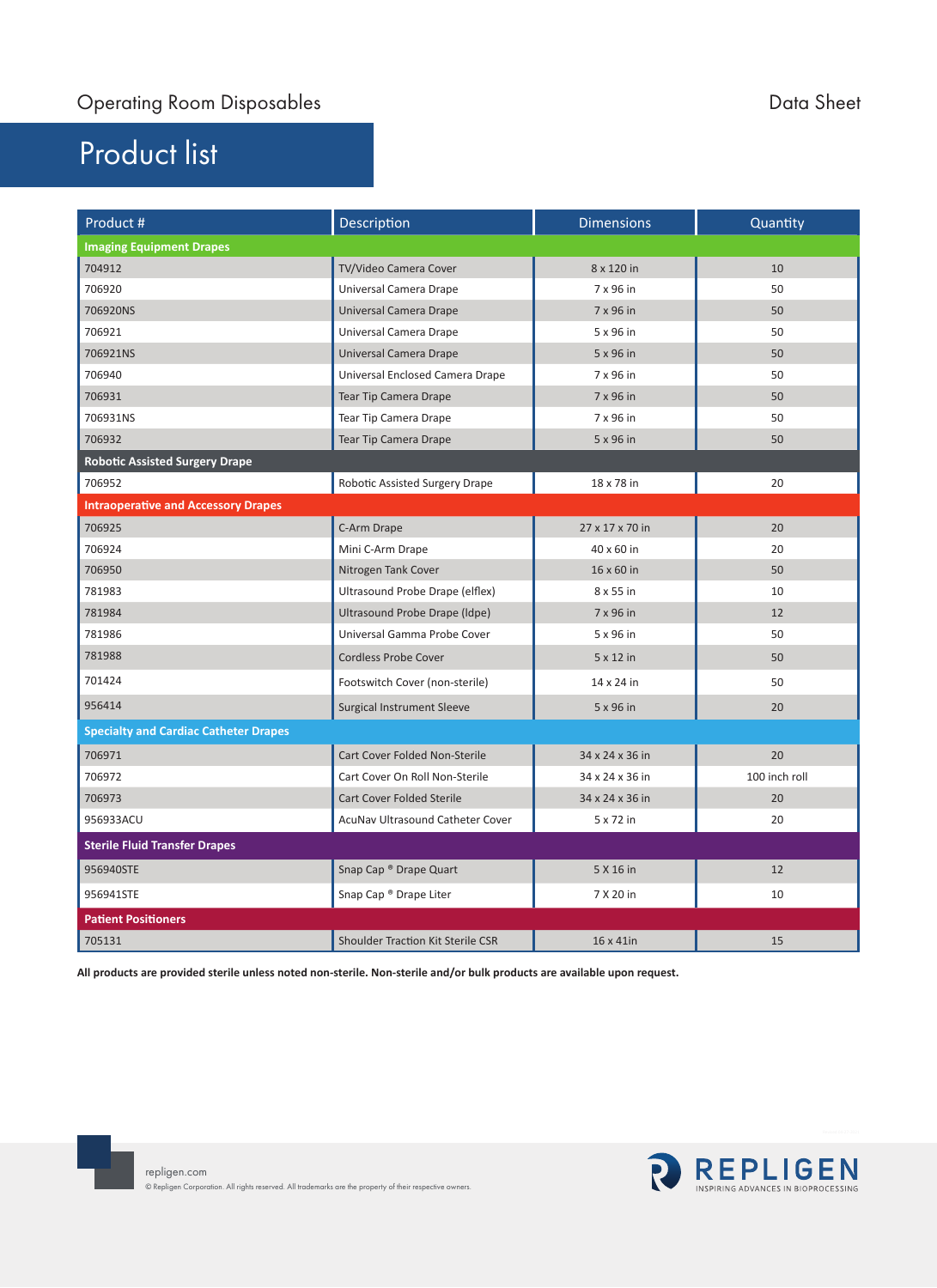Operating Room Disposables

Data Sheet

# Product list

| Product # | Description | Dimensions | Quantity |
|---|---|---|---|
| **Imaging Equipment Drapes** | | | |
| 704912 | TV/Video Camera Cover | 8 x 120 in | 10 |
| 706920 | Universal Camera Drape | 7 x 96 in | 50 |
| 706920NS | Universal Camera Drape | 7 x 96 in | 50 |
| 706921 | Universal Camera Drape | 5 x 96 in | 50 |
| 706921NS | Universal Camera Drape | 5 x 96 in | 50 |
| 706940 | Universal Enclosed Camera Drape | 7 x 96 in | 50 |
| 706931 | Tear Tip Camera Drape | 7 x 96 in | 50 |
| 706931NS | Tear Tip Camera Drape | 7 x 96 in | 50 |
| 706932 | Tear Tip Camera Drape | 5 x 96 in | 50 |
| **Robotic Assisted Surgery Drape** | | | |
| 706952 | Robotic Assisted Surgery Drape | 18 x 78 in | 20 |
| **Intraoperative and Accessory Drapes** | | | |
| 706925 | C-Arm Drape | 27 x 17 x 70 in | 20 |
| 706924 | Mini C-Arm Drape | 40 x 60 in | 20 |
| 706950 | Nitrogen Tank Cover | 16 x 60 in | 50 |
| 781983 | Ultrasound Probe Drape (elflex) | 8 x 55 in | 10 |
| 781984 | Ultrasound Probe Drape (ldpe) | 7 x 96 in | 12 |
| 781986 | Universal Gamma Probe Cover | 5 x 96 in | 50 |
| 781988 | Cordless Probe Cover | 5 x 12 in | 50 |
| 701424 | Footswitch Cover (non-sterile) | 14 x 24 in | 50 |
| 956414 | Surgical Instrument Sleeve | 5 x 96 in | 20 |
| **Specialty and Cardiac Catheter Drapes** | | | |
| 706971 | Cart Cover Folded Non-Sterile | 34 x 24 x 36 in | 20 |
| 706972 | Cart Cover On Roll Non-Sterile | 34 x 24 x 36 in | 100 inch roll |
| 706973 | Cart Cover Folded Sterile | 34 x 24 x 36 in | 20 |
| 956933ACU | AcuNav Ultrasound Catheter Cover | 5 x 72 in | 20 |
| **Sterile Fluid Transfer Drapes** | | | |
| 956940STE | Snap Cap ® Drape Quart | 5 X 16 in | 12 |
| 956941STE | Snap Cap ® Drape Liter | 7 X 20 in | 10 |
| **Patient Positioners** | | | |
| 705131 | Shoulder Traction Kit Sterile CSR | 16 x 41in | 15 |

**All products are provided sterile unless noted non-sterile. Non-sterile and/or bulk products are available upon request.**

repligen.com

© Repligen Corporation. All rights reserved. All trademarks are the property of their respective owners.

REPLIGEN
INSPIRING ADVANCES IN BIOPROCESSING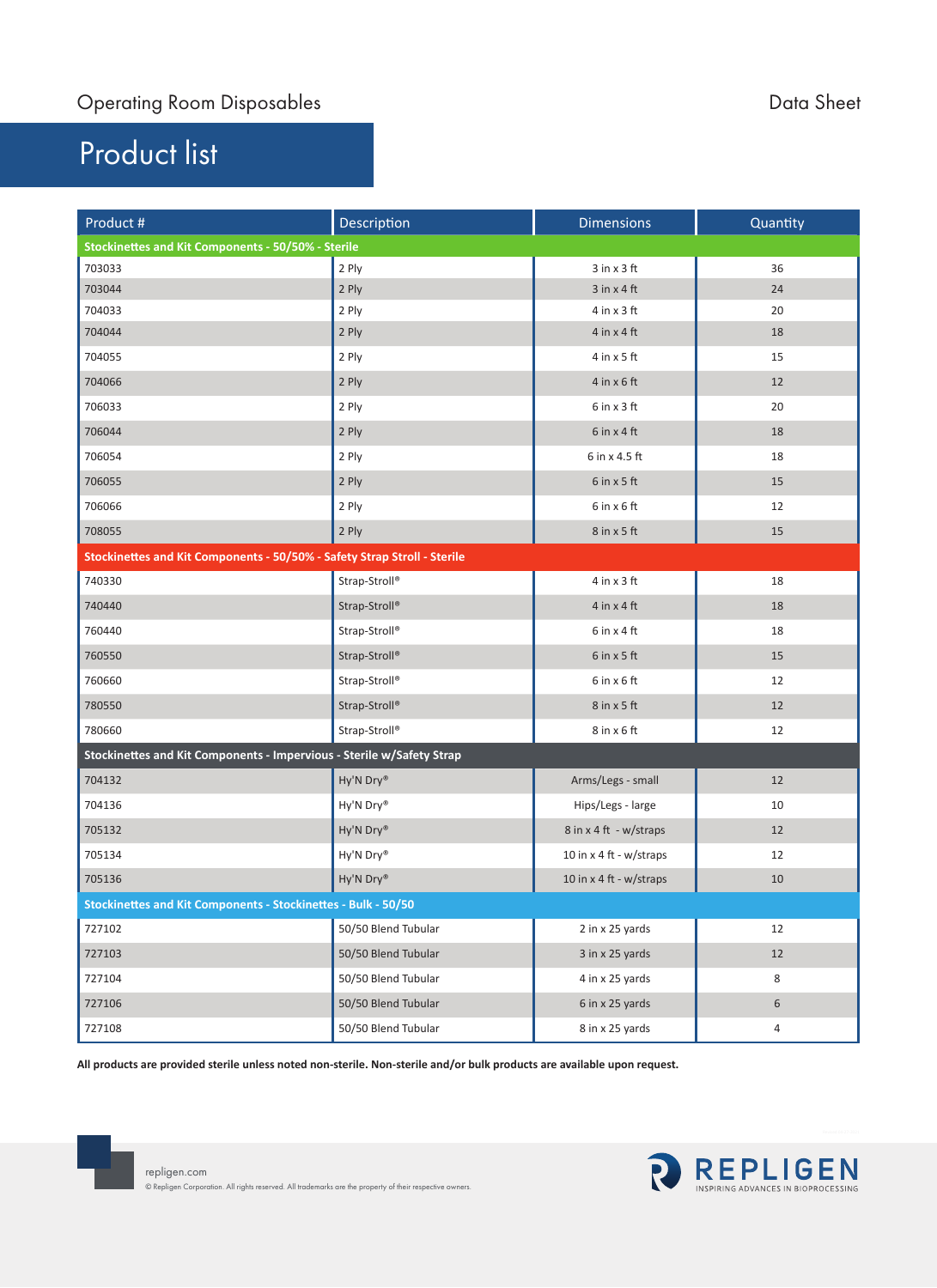Operating Room Disposables

Data Sheet

# Product list

| Product # | Description | Dimensions | Quantity |
|---|---|---|---|
| **Stockinettes and Kit Components - 50/50% - Sterile** | | | |
| 703033 | 2 Ply | 3 in x 3 ft | 36 |
| 703044 | 2 Ply | 3 in x 4 ft | 24 |
| 704033 | 2 Ply | 4 in x 3 ft | 20 |
| 704044 | 2 Ply | 4 in x 4 ft | 18 |
| 704055 | 2 Ply | 4 in x 5 ft | 15 |
| 704066 | 2 Ply | 4 in x 6 ft | 12 |
| 706033 | 2 Ply | 6 in x 3 ft | 20 |
| 706044 | 2 Ply | 6 in x 4 ft | 18 |
| 706054 | 2 Ply | 6 in x 4.5 ft | 18 |
| 706055 | 2 Ply | 6 in x 5 ft | 15 |
| 706066 | 2 Ply | 6 in x 6 ft | 12 |
| 708055 | 2 Ply | 8 in x 5 ft | 15 |
| **Stockinettes and Kit Components - 50/50% - Safety Strap Stroll - Sterile** | | | |
| 740330 | Strap-Stroll® | 4 in x 3 ft | 18 |
| 740440 | Strap-Stroll® | 4 in x 4 ft | 18 |
| 760440 | Strap-Stroll® | 6 in x 4 ft | 18 |
| 760550 | Strap-Stroll® | 6 in x 5 ft | 15 |
| 760660 | Strap-Stroll® | 6 in x 6 ft | 12 |
| 780550 | Strap-Stroll® | 8 in x 5 ft | 12 |
| 780660 | Strap-Stroll® | 8 in x 6 ft | 12 |
| **Stockinettes and Kit Components - Impervious - Sterile w/Safety Strap** | | | |
| 704132 | Hy'N Dry® | Arms/Legs - small | 12 |
| 704136 | Hy'N Dry® | Hips/Legs - large | 10 |
| 705132 | Hy'N Dry® | 8 in x 4 ft - w/straps | 12 |
| 705134 | Hy'N Dry® | 10 in x 4 ft - w/straps | 12 |
| 705136 | Hy'N Dry® | 10 in x 4 ft - w/straps | 10 |
| **Stockinettes and Kit Components - Stockinettes - Bulk - 50/50** | | | |
| 727102 | 50/50 Blend Tubular | 2 in x 25 yards | 12 |
| 727103 | 50/50 Blend Tubular | 3 in x 25 yards | 12 |
| 727104 | 50/50 Blend Tubular | 4 in x 25 yards | 8 |
| 727106 | 50/50 Blend Tubular | 6 in x 25 yards | 6 |
| 727108 | 50/50 Blend Tubular | 8 in x 25 yards | 4 |

**All products are provided sterile unless noted non-sterile. Non-sterile and/or bulk products are available upon request.**

repligen.com

© Repligen Corporation. All rights reserved. All trademarks are the property of their respective owners.

REPLIGEN
INSPIRING ADVANCES IN BIOPROCESSING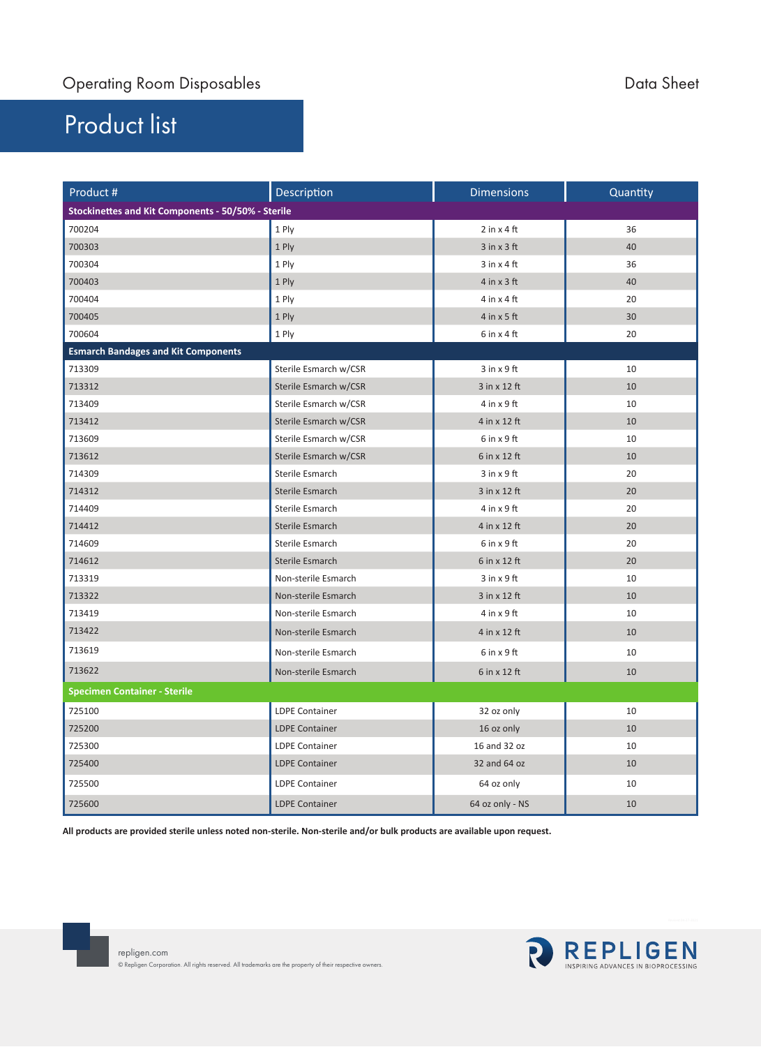Operating Room Disposables

Data Sheet

# Product list

| Product # | Description | Dimensions | Quantity |
|---|---|---|---|
| **Stockinettes and Kit Components - 50/50% - Sterile** | | | |
| 700204 | 1 Ply | 2 in x 4 ft | 36 |
| 700303 | 1 Ply | 3 in x 3 ft | 40 |
| 700304 | 1 Ply | 3 in x 4 ft | 36 |
| 700403 | 1 Ply | 4 in x 3 ft | 40 |
| 700404 | 1 Ply | 4 in x 4 ft | 20 |
| 700405 | 1 Ply | 4 in x 5 ft | 30 |
| 700604 | 1 Ply | 6 in x 4 ft | 20 |
| **Esmarch Bandages and Kit Components** | | | |
| 713309 | Sterile Esmarch w/CSR | 3 in x 9 ft | 10 |
| 713312 | Sterile Esmarch w/CSR | 3 in x 12 ft | 10 |
| 713409 | Sterile Esmarch w/CSR | 4 in x 9 ft | 10 |
| 713412 | Sterile Esmarch w/CSR | 4 in x 12 ft | 10 |
| 713609 | Sterile Esmarch w/CSR | 6 in x 9 ft | 10 |
| 713612 | Sterile Esmarch w/CSR | 6 in x 12 ft | 10 |
| 714309 | Sterile Esmarch | 3 in x 9 ft | 20 |
| 714312 | Sterile Esmarch | 3 in x 12 ft | 20 |
| 714409 | Sterile Esmarch | 4 in x 9 ft | 20 |
| 714412 | Sterile Esmarch | 4 in x 12 ft | 20 |
| 714609 | Sterile Esmarch | 6 in x 9 ft | 20 |
| 714612 | Sterile Esmarch | 6 in x 12 ft | 20 |
| 713319 | Non-sterile Esmarch | 3 in x 9 ft | 10 |
| 713322 | Non-sterile Esmarch | 3 in x 12 ft | 10 |
| 713419 | Non-sterile Esmarch | 4 in x 9 ft | 10 |
| 713422 | Non-sterile Esmarch | 4 in x 12 ft | 10 |
| 713619 | Non-sterile Esmarch | 6 in x 9 ft | 10 |
| 713622 | Non-sterile Esmarch | 6 in x 12 ft | 10 |
| **Specimen Container - Sterile** | | | |
| 725100 | LDPE Container | 32 oz only | 10 |
| 725200 | LDPE Container | 16 oz only | 10 |
| 725300 | LDPE Container | 16 and 32 oz | 10 |
| 725400 | LDPE Container | 32 and 64 oz | 10 |
| 725500 | LDPE Container | 64 oz only | 10 |
| 725600 | LDPE Container | 64 oz only - NS | 10 |

**All products are provided sterile unless noted non-sterile. Non-sterile and/or bulk products are available upon request.**

repligen.com
© Repligen Corporation. All rights reserved. All trademarks are the property of their respective owners.

REPLIGEN
INSPIRING ADVANCES IN BIOPROCESSING